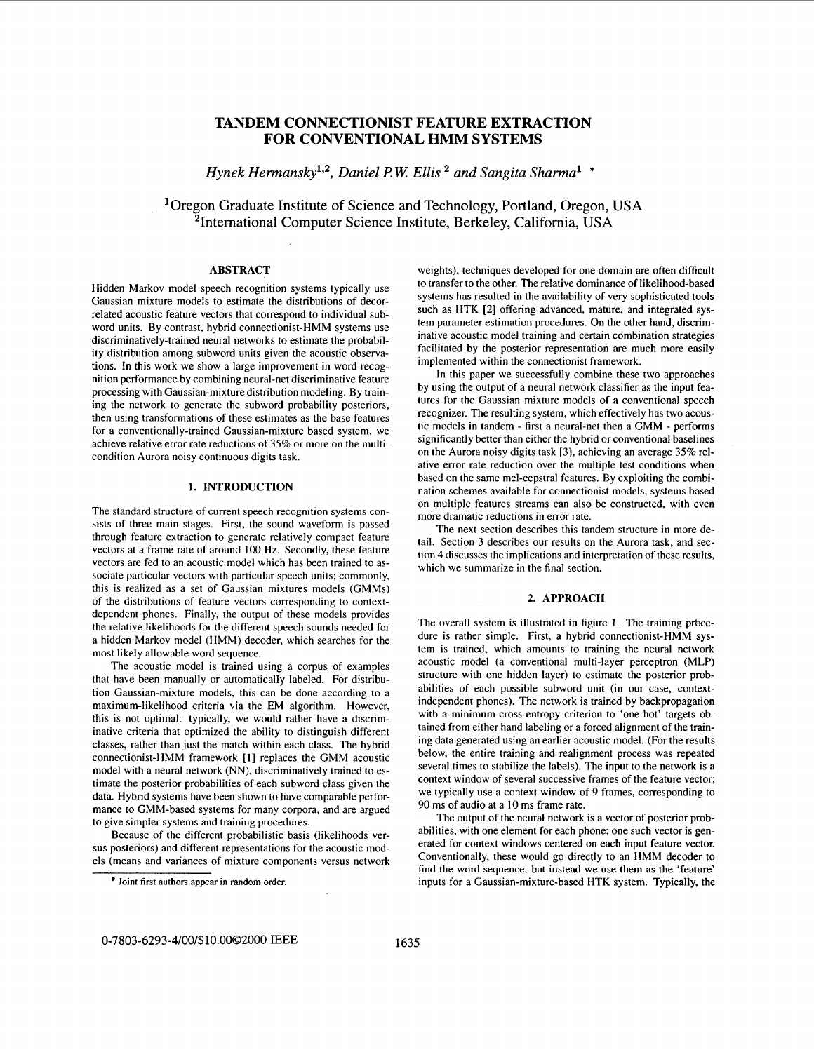# TANDEM CONNECTIONIST FEATURE EXTRACTION FOR CONVENTIONAL HMM SYSTEMS

*Hynek Hermansky*[1,2], *Daniel P.W. Ellis*[2] *and Sangita Sharma*[1] *

[1]Oregon Graduate Institute of Science and Technology, Portland, Oregon, USA
[2]International Computer Science Institute, Berkeley, California, USA

### ABSTRACT

Hidden Markov model speech recognition systems typically use Gaussian mixture models to estimate the distributions of decorrelated acoustic feature vectors that correspond to individual subword units. By contrast, hybrid connectionist-HMM systems use discriminatively-trained neural networks to estimate the probability distribution among subword units given the acoustic observations. In this work we show a large improvement in word recognition performance by combining neural-net discriminative feature processing with Gaussian-mixture distribution modeling. By training the network to generate the subword probability posteriors, then using transformations of these estimates as the base features for a conventionally-trained Gaussian-mixture based system, we achieve relative error rate reductions of 35% or more on the multicondition Aurora noisy continuous digits task.

## 1. INTRODUCTION

The standard structure of current speech recognition systems consists of three main stages. First, the sound waveform is passed through feature extraction to generate relatively compact feature vectors at a frame rate of around 100 Hz. Secondly, these feature vectors are fed to an acoustic model which has been trained to associate particular vectors with particular speech units; commonly, this is realized as a set of Gaussian mixtures models (GMMs) of the distributions of feature vectors corresponding to context-dependent phones. Finally, the output of these models provides the relative likelihoods for the different speech sounds needed for a hidden Markov model (HMM) decoder, which searches for the most likely allowable word sequence.

The acoustic model is trained using a corpus of examples that have been manually or automatically labeled. For distribution Gaussian-mixture models, this can be done according to a maximum-likelihood criteria via the EM algorithm. However, this is not optimal: typically, we would rather have a discriminative criteria that optimized the ability to distinguish different classes, rather than just the match within each class. The hybrid connectionist-HMM framework [1] replaces the GMM acoustic model with a neural network (NN), discriminatively trained to estimate the posterior probabilities of each subword class given the data. Hybrid systems have been shown to have comparable performance to GMM-based systems for many corpora, and are argued to give simpler systems and training procedures.

Because of the different probabilistic basis (likelihoods versus posteriors) and different representations for the acoustic models (means and variances of mixture components versus network weights), techniques developed for one domain are often difficult to transfer to the other. The relative dominance of likelihood-based systems has resulted in the availability of very sophisticated tools such as HTK [2] offering advanced, mature, and integrated system parameter estimation procedures. On the other hand, discriminative acoustic model training and certain combination strategies facilitated by the posterior representation are much more easily implemented within the connectionist framework.

In this paper we successfully combine these two approaches by using the output of a neural network classifier as the input features for the Gaussian mixture models of a conventional speech recognizer. The resulting system, which effectively has two acoustic models in tandem - first a neural-net then a GMM - performs significantly better than either the hybrid or conventional baselines on the Aurora noisy digits task [3], achieving an average 35% relative error rate reduction over the multiple test conditions when based on the same mel-cepstral features. By exploiting the combination schemes available for connectionist models, systems based on multiple features streams can also be constructed, with even more dramatic reductions in error rate.

The next section describes this tandem structure in more detail. Section 3 describes our results on the Aurora task, and section 4 discusses the implications and interpretation of these results, which we summarize in the final section.

## 2. APPROACH

The overall system is illustrated in figure 1. The training procedure is rather simple. First, a hybrid connectionist-HMM system is trained, which amounts to training the neural network acoustic model (a conventional multi-layer perceptron (MLP) structure with one hidden layer) to estimate the posterior probabilities of each possible subword unit (in our case, context-independent phones). The network is trained by backpropagation with a minimum-cross-entropy criterion to 'one-hot' targets obtained from either hand labeling or a forced alignment of the training data generated using an earlier acoustic model. (For the results below, the entire training and realignment process was repeated several times to stabilize the labels). The input to the network is a context window of several successive frames of the feature vector; we typically use a context window of 9 frames, corresponding to 90 ms of audio at a 10 ms frame rate.

The output of the neural network is a vector of posterior probabilities, with one element for each phone; one such vector is generated for context windows centered on each input feature vector. Conventionally, these would go directly to an HMM decoder to find the word sequence, but instead we use them as the 'feature' inputs for a Gaussian-mixture-based HTK system. Typically, the

* Joint first authors appear in random order.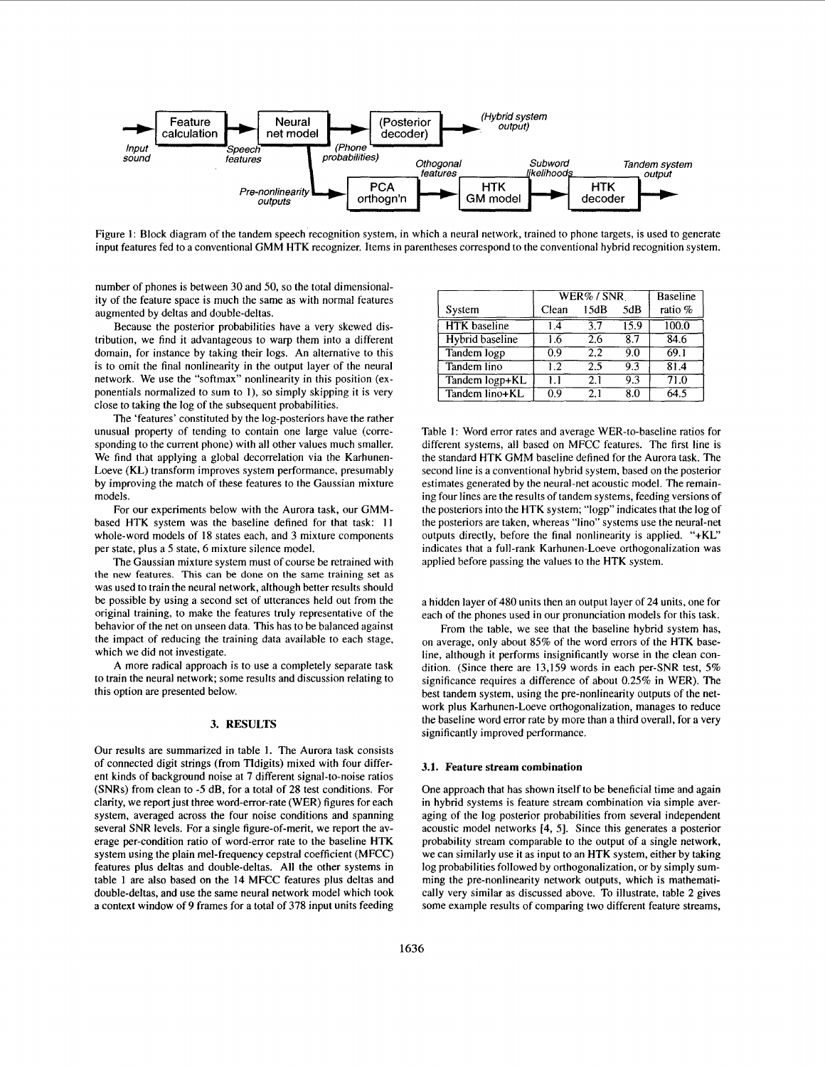Figure 1: Block diagram of the tandem speech recognition system, in which a neural network, trained to phone targets, is used to generate input features fed to a conventional GMM HTK recognizer. Items in parentheses correspond to the conventional hybrid recognition system.

number of phones is between 30 and 50, so the total dimensionality of the feature space is much the same as with normal features augmented by deltas and double-deltas.

Because the posterior probabilities have a very skewed distribution, we find it advantageous to warp them into a different domain, for instance by taking their logs. An alternative to this is to omit the final nonlinearity in the output layer of the neural network. We use the "softmax" nonlinearity in this position (exponentials normalized to sum to 1), so simply skipping it is very close to taking the log of the subsequent probabilities.

The 'features' constituted by the log-posteriors have the rather unusual property of tending to contain one large value (corresponding to the current phone) with all other values much smaller. We find that applying a global decorrelation via the Karhunen-Loeve (KL) transform improves system performance, presumably by improving the match of these features to the Gaussian mixture models.

For our experiments below with the Aurora task, our GMM-based HTK system was the baseline defined for that task: 11 whole-word models of 18 states each, and 3 mixture components per state, plus a 5 state, 6 mixture silence model.

The Gaussian mixture system must of course be retrained with the new features. This can be done on the same training set as was used to train the neural network, although better results should be possible by using a second set of utterances held out from the original training, to make the features truly representative of the behavior of the net on unseen data. This has to be balanced against the impact of reducing the training data available to each stage, which we did not investigate.

A more radical approach is to use a completely separate task to train the neural network; some results and discussion relating to this option are presented below.

## 3. RESULTS

Our results are summarized in table 1. The Aurora task consists of connected digit strings (from TIdigits) mixed with four different kinds of background noise at 7 different signal-to-noise ratios (SNRs) from clean to -5 dB, for a total of 28 test conditions. For clarity, we report just three word-error-rate (WER) figures for each system, averaged across the four noise conditions and spanning several SNR levels. For a single figure-of-merit, we report the average per-condition ratio of word-error rate to the baseline HTK system using the plain mel-frequency cepstral coefficient (MFCC) features plus deltas and double-deltas. All the other systems in table 1 are also based on the 14 MFCC features plus deltas and double-deltas, and use the same neural network model which took a context window of 9 frames for a total of 378 input units feeding a hidden layer of 480 units then an output layer of 24 units, one for each of the phones used in our pronunciation models for this task.

| System | WER% / SNR | | | Baseline |
|---|---|---|---|---|
| | Clean | 15dB | 5dB | ratio % |
| HTK baseline | 1.4 | 3.7 | 15.9 | 100.0 |
| Hybrid baseline | 1.6 | 2.6 | 8.7 | 84.6 |
| Tandem logp | 0.9 | 2.2 | 9.0 | 69.1 |
| Tandem lino | 1.2 | 2.5 | 9.3 | 81.4 |
| Tandem logp+KL | 1.1 | 2.1 | 9.3 | 71.0 |
| Tandem lino+KL | 0.9 | 2.1 | 8.0 | 64.5 |

Table 1: Word error rates and average WER-to-baseline ratios for different systems, all based on MFCC features. The first line is the standard HTK GMM baseline defined for the Aurora task. The second line is a conventional hybrid system, based on the posterior estimates generated by the neural-net acoustic model. The remaining four lines are the results of tandem systems, feeding versions of the posteriors into the HTK system; "logp" indicates that the log of the posteriors are taken, whereas "lino" systems use the neural-net outputs directly, before the final nonlinearity is applied. "+KL" indicates that a full-rank Karhunen-Loeve orthogonalization was applied before passing the values to the HTK system.

From the table, we see that the baseline hybrid system has, on average, only about 85% of the word errors of the HTK baseline, although it performs insignificantly worse in the clean condition. (Since there are 13,159 words in each per-SNR test, 5% significance requires a difference of about 0.25% in WER). The best tandem system, using the pre-nonlinearity outputs of the network plus Karhunen-Loeve orthogonalization, manages to reduce the baseline word error rate by more than a third overall, for a very significantly improved performance.

### 3.1. Feature stream combination

One approach that has shown itself to be beneficial time and again in hybrid systems is feature stream combination via simple averaging of the log posterior probabilities from several independent acoustic model networks [4, 5]. Since this generates a posterior probability stream comparable to the output of a single network, we can similarly use it as input to an HTK system, either by taking log probabilities followed by orthogonalization, or by simply summing the pre-nonlinearity network outputs, which is mathematically very similar as discussed above. To illustrate, table 2 gives some example results of comparing two different feature streams,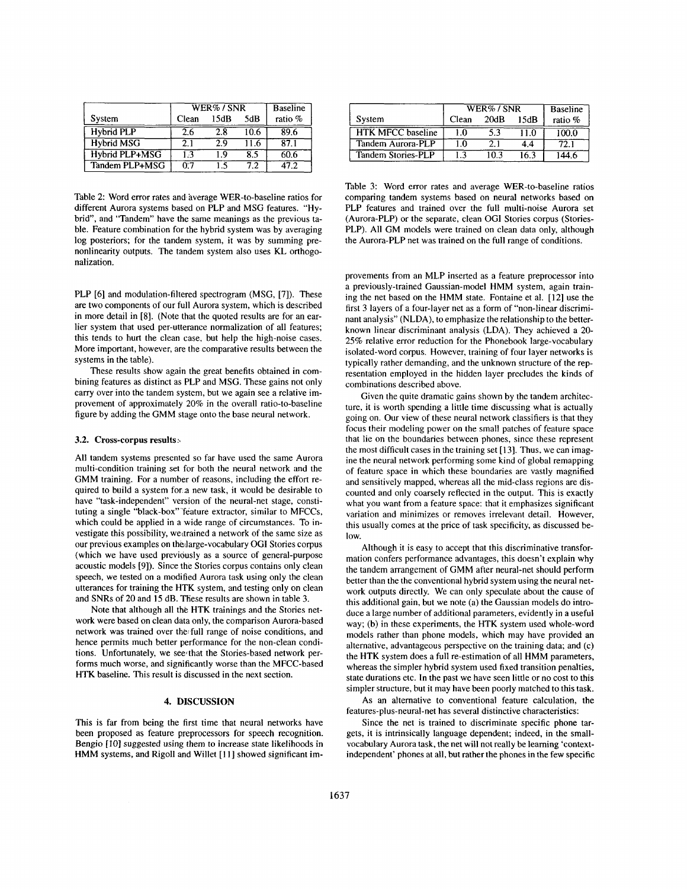| System | WER% / SNR | | | Baseline |
|---|---|---|---|---|
| | Clean | 15dB | 5dB | ratio % |
| Hybrid PLP | 2.6 | 2.8 | 10.6 | 89.6 |
| Hybrid MSG | 2.1 | 2.9 | 11.6 | 87.1 |
| Hybrid PLP+MSG | 1.3 | 1.9 | 8.5 | 60.6 |
| Tandem PLP+MSG | 0.7 | 1.5 | 7.2 | 47.2 |

Table 2: Word error rates and average WER-to-baseline ratios for different Aurora systems based on PLP and MSG features. "Hybrid", and "Tandem" have the same meanings as the previous table. Feature combination for the hybrid system was by averaging log posteriors; for the tandem system, it was by summing pre-nonlinearity outputs. The tandem system also uses KL orthogonalization.

PLP [6] and modulation-filtered spectrogram (MSG, [7]). These are two components of our full Aurora system, which is described in more detail in [8]. (Note that the quoted results are for an earlier system that used per-utterance normalization of all features; this tends to hurt the clean case, but help the high-noise cases. More important, however, are the comparative results between the systems in the table).

These results show again the great benefits obtained in combining features as distinct as PLP and MSG. These gains not only carry over into the tandem system, but we again see a relative improvement of approximately 20% in the overall ratio-to-baseline figure by adding the GMM stage onto the base neural network.

### 3.2. Cross-corpus results

All tandem systems presented so far have used the same Aurora multi-condition training set for both the neural network and the GMM training. For a number of reasons, including the effort required to build a system for a new task, it would be desirable to have "task-independent" version of the neural-net stage, constituting a single "black-box" feature extractor, similar to MFCCs, which could be applied in a wide range of circumstances. To investigate this possibility, we trained a network of the same size as our previous examples on the large-vocabulary OGI Stories corpus (which we have used previously as a source of general-purpose acoustic models [9]). Since the Stories corpus contains only clean speech, we tested on a modified Aurora task using only the clean utterances for training the HTK system, and testing only on clean and SNRs of 20 and 15 dB. These results are shown in table 3.

Note that although all the HTK trainings and the Stories network were based on clean data only, the comparison Aurora-based network was trained over the full range of noise conditions, and hence permits much better performance for the non-clean conditions. Unfortunately, we see that the Stories-based network performs much worse, and significantly worse than the MFCC-based HTK baseline. This result is discussed in the next section.

## 4. DISCUSSION

This is far from being the first time that neural networks have been proposed as feature preprocessors for speech recognition. Bengio [10] suggested using them to increase state likelihoods in HMM systems, and Rigoll and Willet [11] showed significant improvements from an MLP inserted as a feature preprocessor into a previously-trained Gaussian-model HMM system, again training the net based on the HMM state. Fontaine et al. [12] use the first 3 layers of a four-layer net as a form of "non-linear discriminant analysis" (NLDA), to emphasize the relationship to the better-known linear discriminant analysis (LDA). They achieved a 20-25% relative error reduction for the Phonebook large-vocabulary isolated-word corpus. However, training of four layer networks is typically rather demanding, and the unknown structure of the representation employed in the hidden layer precludes the kinds of combinations described above.

| System | WER% / SNR | | | Baseline |
|---|---|---|---|---|
| | Clean | 20dB | 15dB | ratio % |
| HTK MFCC baseline | 1.0 | 5.3 | 11.0 | 100.0 |
| Tandem Aurora-PLP | 1.0 | 2.1 | 4.4 | 72.1 |
| Tandem Stories-PLP | 1.3 | 10.3 | 16.3 | 144.6 |

Table 3: Word error rates and average WER-to-baseline ratios comparing tandem systems based on neural networks based on PLP features and trained over the full multi-noise Aurora set (Aurora-PLP) or the separate, clean OGI Stories corpus (Stories-PLP). All GM models were trained on clean data only, although the Aurora-PLP net was trained on the full range of conditions.

Given the quite dramatic gains shown by the tandem architecture, it is worth spending a little time discussing what is actually going on. Our view of these neural network classifiers is that they focus their modeling power on the small patches of feature space that lie on the boundaries between phones, since these represent the most difficult cases in the training set [13]. Thus, we can imagine the neural network performing some kind of global remapping of feature space in which these boundaries are vastly magnified and sensitively mapped, whereas all the mid-class regions are discounted and only coarsely reflected in the output. This is exactly what you want from a feature space: that it emphasizes significant variation and minimizes or removes irrelevant detail. However, this usually comes at the price of task specificity, as discussed below.

Although it is easy to accept that this discriminative transformation confers performance advantages, this doesn't explain why the tandem arrangement of GMM after neural-net should perform better than the the conventional hybrid system using the neural network outputs directly. We can only speculate about the cause of this additional gain, but we note (a) the Gaussian models do introduce a large number of additional parameters, evidently in a useful way; (b) in these experiments, the HTK system used whole-word models rather than phone models, which may have provided an alternative, advantageous perspective on the training data; and (c) the HTK system does a full re-estimation of all HMM parameters, whereas the simpler hybrid system used fixed transition penalties, state durations etc. In the past we have seen little or no cost to this simpler structure, but it may have been poorly matched to this task.

As an alternative to conventional feature calculation, the features-plus-neural-net has several distinctive characteristics:

Since the net is trained to discriminate specific phone targets, it is intrinsically language dependent; indeed, in the small-vocabulary Aurora task, the net will not really be learning 'context-independent' phones at all, but rather the phones in the few specific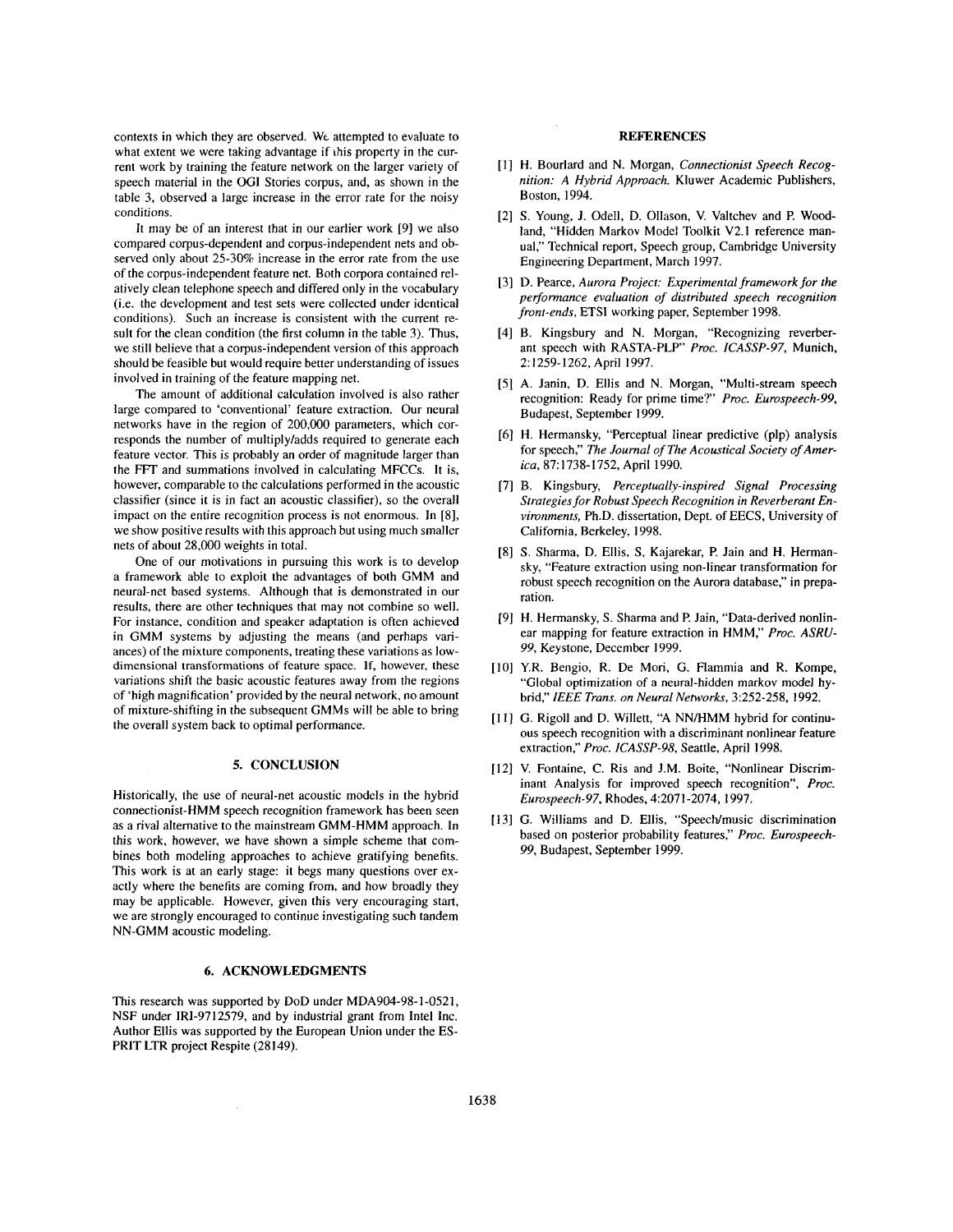contexts in which they are observed. We attempted to evaluate to what extent we were taking advantage if this property in the current work by training the feature network on the larger variety of speech material in the OGI Stories corpus, and, as shown in the table 3, observed a large increase in the error rate for the noisy conditions.

It may be of an interest that in our earlier work [9] we also compared corpus-dependent and corpus-independent nets and observed only about 25-30% increase in the error rate from the use of the corpus-independent feature net. Both corpora contained relatively clean telephone speech and differed only in the vocabulary (i.e. the development and test sets were collected under identical conditions). Such an increase is consistent with the current result for the clean condition (the first column in the table 3). Thus, we still believe that a corpus-independent version of this approach should be feasible but would require better understanding of issues involved in training of the feature mapping net.

The amount of additional calculation involved is also rather large compared to 'conventional' feature extraction. Our neural networks have in the region of 200,000 parameters, which corresponds the number of multiply/adds required to generate each feature vector. This is probably an order of magnitude larger than the FFT and summations involved in calculating MFCCs. It is, however, comparable to the calculations performed in the acoustic classifier (since it is in fact an acoustic classifier), so the overall impact on the entire recognition process is not enormous. In [8], we show positive results with this approach but using much smaller nets of about 28,000 weights in total.

One of our motivations in pursuing this work is to develop a framework able to exploit the advantages of both GMM and neural-net based systems. Although that is demonstrated in our results, there are other techniques that may not combine so well. For instance, condition and speaker adaptation is often achieved in GMM systems by adjusting the means (and perhaps variances) of the mixture components, treating these variations as low-dimensional transformations of feature space. If, however, these variations shift the basic acoustic features away from the regions of 'high magnification' provided by the neural network, no amount of mixture-shifting in the subsequent GMMs will be able to bring the overall system back to optimal performance.

## 5. CONCLUSION

Historically, the use of neural-net acoustic models in the hybrid connectionist-HMM speech recognition framework has been seen as a rival alternative to the mainstream GMM-HMM approach. In this work, however, we have shown a simple scheme that combines both modeling approaches to achieve gratifying benefits. This work is at an early stage: it begs many questions over exactly where the benefits are coming from, and how broadly they may be applicable. However, given this very encouraging start, we are strongly encouraged to continue investigating such tandem NN-GMM acoustic modeling.

## 6. ACKNOWLEDGMENTS

This research was supported by DoD under MDA904-98-1-0521, NSF under IRI-9712579, and by industrial grant from Intel Inc. Author Ellis was supported by the European Union under the ESPRIT LTR project Respite (28149).

## REFERENCES

[1] H. Bourlard and N. Morgan, *Connectionist Speech Recognition: A Hybrid Approach.* Kluwer Academic Publishers, Boston, 1994.

[2] S. Young, J. Odell, D. Ollason, V. Valtchev and P. Woodland, "Hidden Markov Model Toolkit V2.1 reference manual," Technical report, Speech group, Cambridge University Engineering Department, March 1997.

[3] D. Pearce, *Aurora Project: Experimental framework for the performance evaluation of distributed speech recognition front-ends,* ETSI working paper, September 1998.

[4] B. Kingsbury and N. Morgan, "Recognizing reverberant speech with RASTA-PLP" *Proc. ICASSP-97,* Munich, 2:1259-1262, April 1997.

[5] A. Janin, D. Ellis and N. Morgan, "Multi-stream speech recognition: Ready for prime time?" *Proc. Eurospeech-99,* Budapest, September 1999.

[6] H. Hermansky, "Perceptual linear predictive (plp) analysis for speech," *The Journal of The Acoustical Society of America,* 87:1738-1752, April 1990.

[7] B. Kingsbury, *Perceptually-inspired Signal Processing Strategies for Robust Speech Recognition in Reverberant Environments,* Ph.D. dissertation, Dept. of EECS, University of California, Berkeley, 1998.

[8] S. Sharma, D. Ellis, S, Kajarekar, P. Jain and H. Hermansky, "Feature extraction using non-linear transformation for robust speech recognition on the Aurora database," in preparation.

[9] H. Hermansky, S. Sharma and P. Jain, "Data-derived nonlinear mapping for feature extraction in HMM," *Proc. ASRU-99,* Keystone, December 1999.

[10] Y.R. Bengio, R. De Mori, G. Flammia and R. Kompe, "Global optimization of a neural-hidden markov model hybrid," *IEEE Trans. on Neural Networks,* 3:252-258, 1992.

[11] G. Rigoll and D. Willett, "A NN/HMM hybrid for continuous speech recognition with a discriminant nonlinear feature extraction," *Proc. ICASSP-98,* Seattle, April 1998.

[12] V. Fontaine, C. Ris and J.M. Boite, "Nonlinear Discriminant Analysis for improved speech recognition", *Proc. Eurospeech-97,* Rhodes, 4:2071-2074, 1997.

[13] G. Williams and D. Ellis, "Speech/music discrimination based on posterior probability features," *Proc. Eurospeech-99,* Budapest, September 1999.